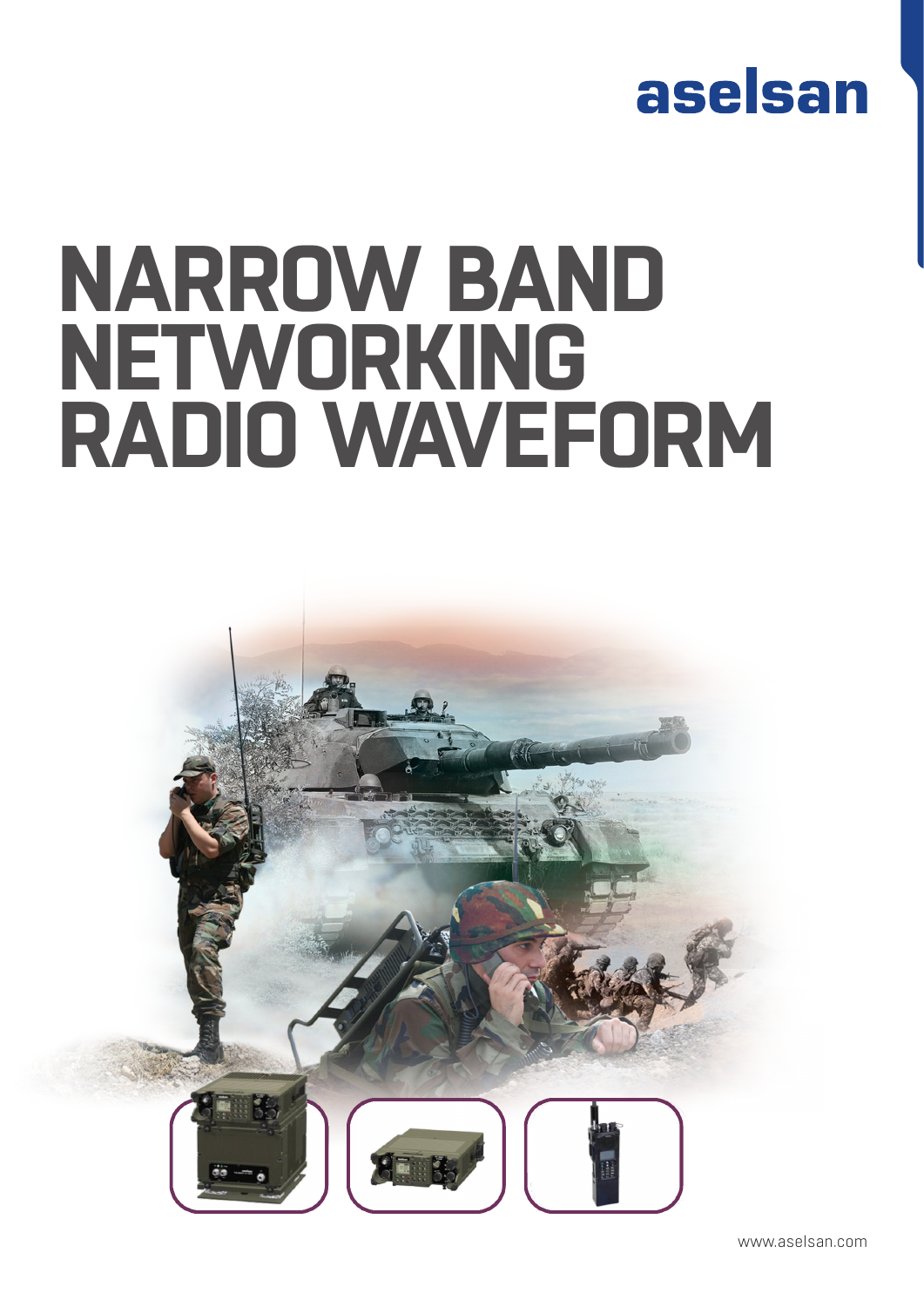aselsan

# NARROW BAND NETWORKING RADIO WAVEFORM

www.aselsan.com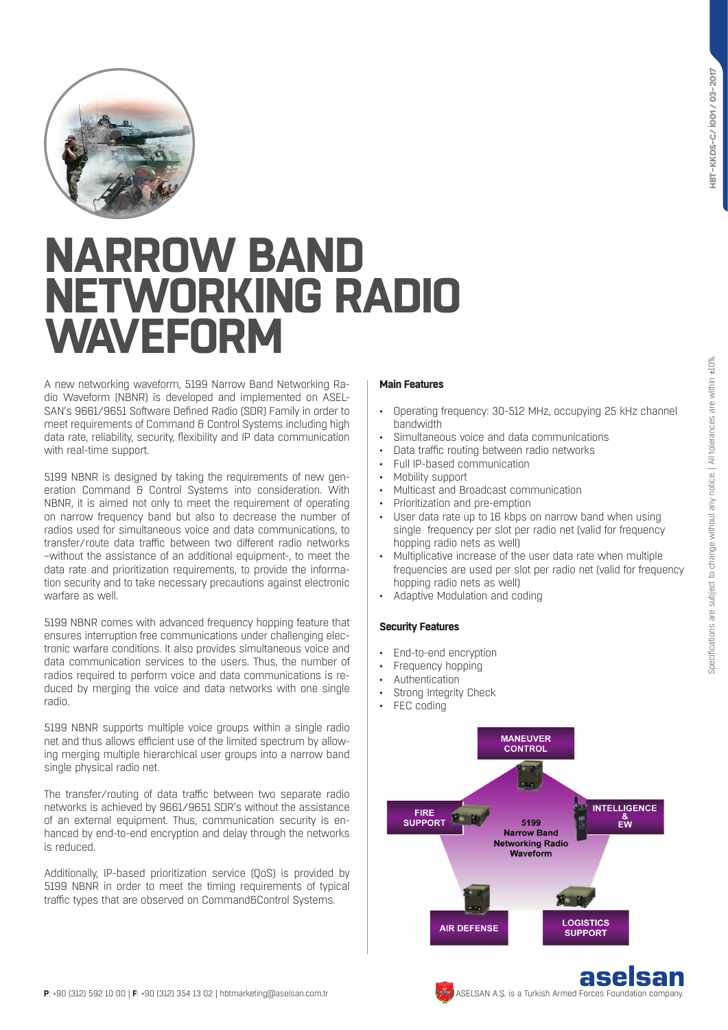# NARROW BAND NETWORKING RADIO WAVEFORM

A new networking waveform, 5199 Narrow Band Networking Radio Waveform (NBNR) is developed and implemented on ASELSAN's 9661/9651 Software Defined Radio (SDR) Family in order to meet requirements of Command & Control Systems including high data rate, reliability, security, flexibility and IP data communication with real-time support.

5199 NBNR is designed by taking the requirements of new generation Command & Control Systems into consideration. With NBNR, it is aimed not only to meet the requirement of operating on narrow frequency band but also to decrease the number of radios used for simultaneous voice and data communications, to transfer/route data traffic between two different radio networks –without the assistance of an additional equipment-, to meet the data rate and prioritization requirements, to provide the information security and to take necessary precautions against electronic warfare as well.

5199 NBNR comes with advanced frequency hopping feature that ensures interruption free communications under challenging electronic warfare conditions. It also provides simultaneous voice and data communication services to the users. Thus, the number of radios required to perform voice and data communications is reduced by merging the voice and data networks with one single radio.

5199 NBNR supports multiple voice groups within a single radio net and thus allows efficient use of the limited spectrum by allowing merging multiple hierarchical user groups into a narrow band single physical radio net.

The transfer/routing of data traffic between two separate radio networks is achieved by 9661/9651 SDR's without the assistance of an external equipment. Thus, communication security is enhanced by end-to-end encryption and delay through the networks is reduced.

Additionally, IP-based prioritization service (QoS) is provided by 5199 NBNR in order to meet the timing requirements of typical traffic types that are observed on Command&Control Systems.

**Main Features**

- Operating frequency: 30-512 MHz, occupying 25 kHz channel bandwidth
- Simultaneous voice and data communications
- Data traffic routing between radio networks
- Full IP-based communication
- Mobility support
- Multicast and Broadcast communication
- Prioritization and pre-emption
- User data rate up to 16 kbps on narrow band when using single frequency per slot per radio net (valid for frequency hopping radio nets as well)
- Multiplicative increase of the user data rate when multiple frequencies are used per slot per radio net (valid for frequency hopping radio nets as well)
- Adaptive Modulation and coding

**Security Features**

- End-to-end encryption
- Frequency hopping
- Authentication
- Strong Integrity Check
- FEC coding

MANEUVER CONTROL

FIRE SUPPORT

INTELLIGENCE & EW

5199 Narrow Band Networking Radio Waveform

AIR DEFENSE

LOGISTICS SUPPORT

HBT-KKDS-C/ İD01 / 03-2017

Specifications are subject to change without any notice. | All tolerances are within ±10%.

**P**: +90 (312) 592 10 00 | **F**: +90 (312) 354 13 02 | hbtmarketing@aselsan.com.tr

aselsan

ASELSAN A.Ş. is a Turkish Armed Forces Foundation company.